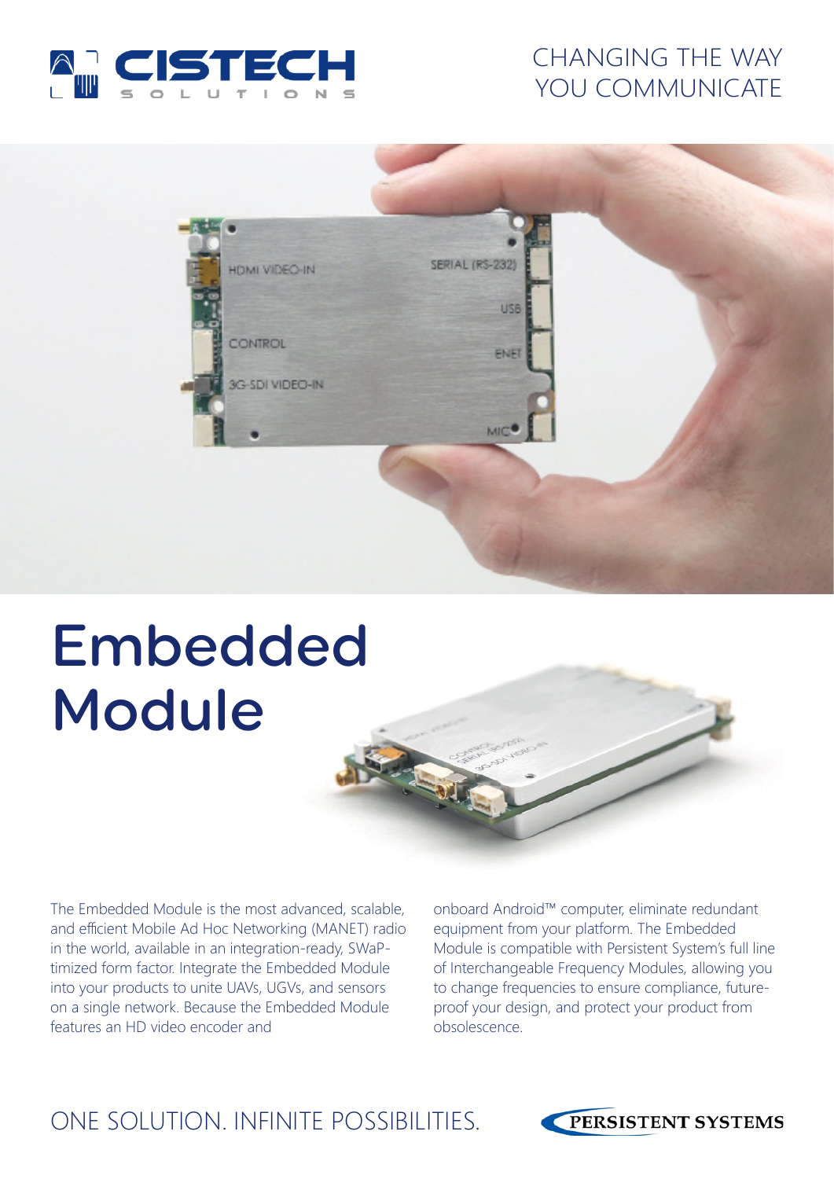CISTECH SOLUTIONS

CHANGING THE WAY YOU COMMUNICATE

# Embedded Module

The Embedded Module is the most advanced, scalable, and efficient Mobile Ad Hoc Networking (MANET) radio in the world, available in an integration-ready, SWaP-timized form factor. Integrate the Embedded Module into your products to unite UAVs, UGVs, and sensors on a single network. Because the Embedded Module features an HD video encoder and onboard Android™ computer, eliminate redundant equipment from your platform. The Embedded Module is compatible with Persistent System's full line of Interchangeable Frequency Modules, allowing you to change frequencies to ensure compliance, future-proof your design, and protect your product from obsolescence.

ONE SOLUTION. INFINITE POSSIBILITIES.

PERSISTENT SYSTEMS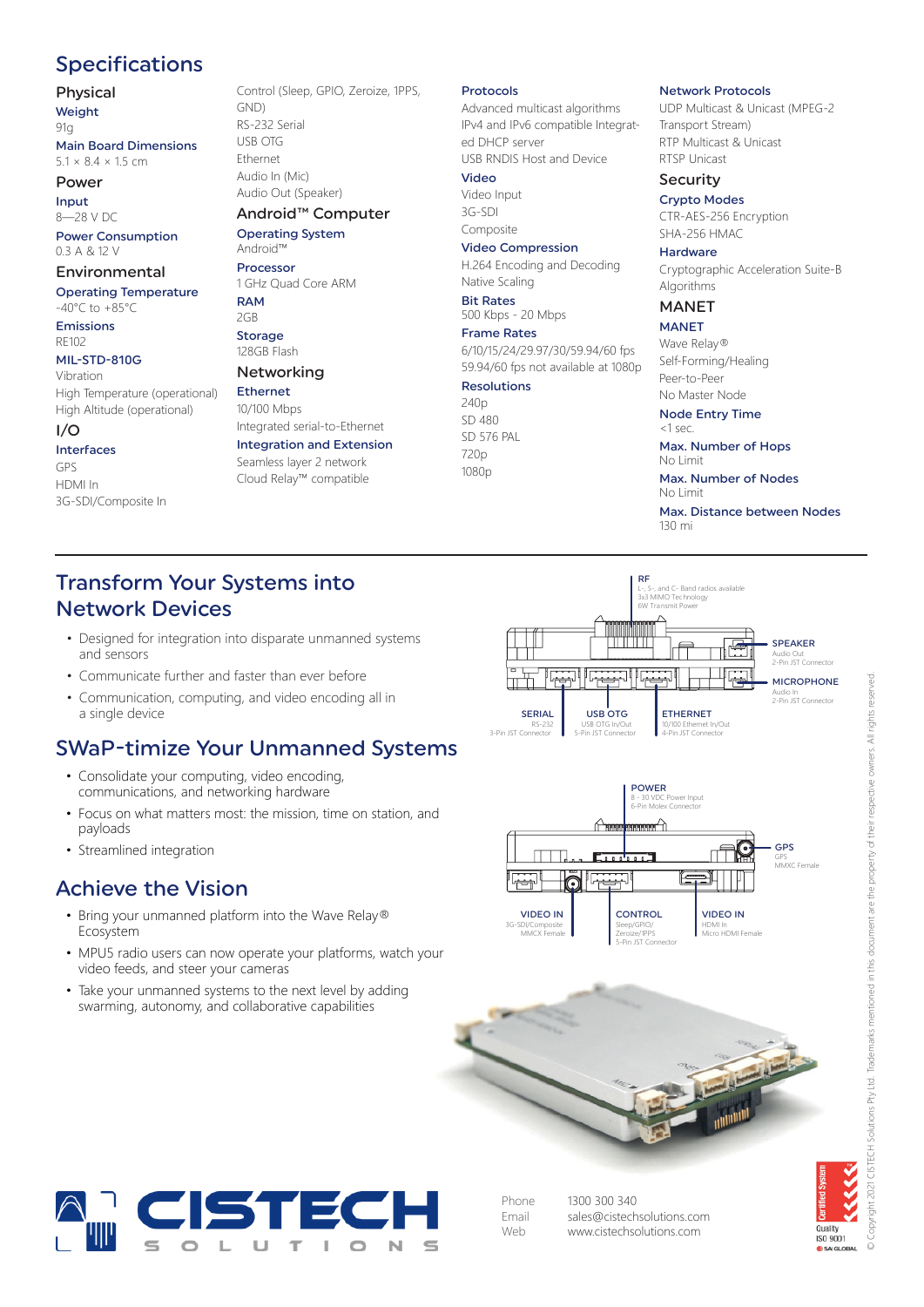# Specifications

## Physical

### Weight
91g

### Main Board Dimensions
5.1 × 8.4 × 1.5 cm

## Power

### Input
8—28 V DC

### Power Consumption
0.3 A & 12 V

## Environmental

### Operating Temperature
-40°C to +85°C

### Emissions
RE102

### MIL-STD-810G
Vibration
High Temperature (operational)
High Altitude (operational)

## I/O

### Interfaces
GPS
HDMI In
3G-SDI/Composite In
Control (Sleep, GPIO, Zeroize, 1PPS, GND)
RS-232 Serial
USB OTG
Ethernet
Audio In (Mic)
Audio Out (Speaker)

## Android™ Computer

### Operating System
Android™

### Processor
1 GHz Quad Core ARM

### RAM
2GB

### Storage
128GB Flash

## Networking

### Ethernet
10/100 Mbps
Integrated serial-to-Ethernet

### Integration and Extension
Seamless layer 2 network
Cloud Relay™ compatible

### Protocols
Advanced multicast algorithms
IPv4 and IPv6 compatible Integrated DHCP server
USB RNDIS Host and Device

### Video
Video Input
3G-SDI
Composite

### Video Compression
H.264 Encoding and Decoding
Native Scaling

### Bit Rates
500 Kbps - 20 Mbps

### Frame Rates
6/10/15/24/29.97/30/59.94/60 fps
59.94/60 fps not available at 1080p

### Resolutions
240p
SD 480
SD 576 PAL
720p
1080p

### Network Protocols
UDP Multicast & Unicast (MPEG-2 Transport Stream)
RTP Multicast & Unicast
RTSP Unicast

## Security

### Crypto Modes
CTR-AES-256 Encryption
SHA-256 HMAC

### Hardware
Cryptographic Acceleration Suite-B Algorithms

## MANET

### MANET
Wave Relay®
Self-Forming/Healing
Peer-to-Peer
No Master Node

### Node Entry Time
<1 sec.

### Max. Number of Hops
No Limit

### Max. Number of Nodes
No Limit

### Max. Distance between Nodes
130 mi

# Transform Your Systems into Network Devices

- Designed for integration into disparate unmanned systems and sensors
- Communicate further and faster than ever before
- Communication, computing, and video encoding all in a single device

# SWaP-timize Your Unmanned Systems

- Consolidate your computing, video encoding, communications, and networking hardware
- Focus on what matters most: the mission, time on station, and payloads
- Streamlined integration

# Achieve the Vision

- Bring your unmanned platform into the Wave Relay® Ecosystem
- MPU5 radio users can now operate your platforms, watch your video feeds, and steer your cameras
- Take your unmanned systems to the next level by adding swarming, autonomy, and collaborative capabilities

RF
L-, S-, and C- Band radios available
3x3 MIMO Technology
6W Transmit Power

SPEAKER
Audio Out
2-Pin JST Connector

MICROPHONE
Audio In
2-Pin JST Connector

SERIAL
RS-232
3-Pin JST Connector

USB OTG
USB OTG In/Out
5-Pin JST Connector

ETHERNET
10/100 Ethernet In/Out
4-Pin JST Connector

POWER
8 - 30 VDC Power Input
6-Pin Molex Connector

GPS
GPS
MMXC Female

VIDEO IN
3G-SDI/Composite
MMCX Female

CONTROL
Sleep/GPIO/
Zeroize/1PPS
5-Pin JST Connector

VIDEO IN
HDMI In
Micro HDMI Female

CISTECH SOLUTIONS

Phone 1300 300 340
Email sales@cistechsolutions.com
Web www.cistechsolutions.com

Certified System
Quality ISO 9001
SAI GLOBAL

© Copyright 2021 CISTECH Solutions Pty Ltd. Trademarks mentioned in this document are the property of their respective owners. All rights reserved.